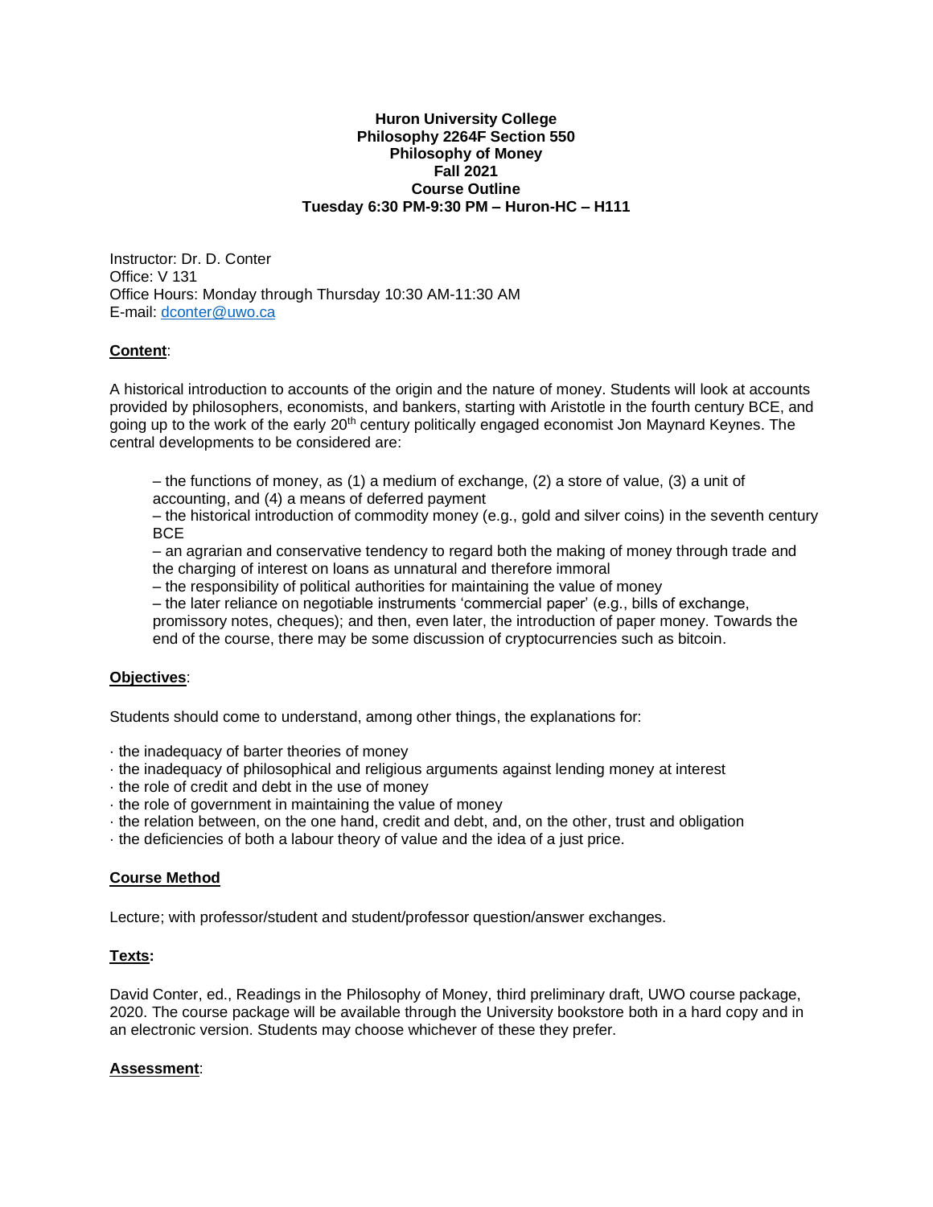**Huron University College**
**Philosophy 2264F Section 550**
**Philosophy of Money**
**Fall 2021**
**Course Outline**
**Tuesday 6:30 PM-9:30 PM – Huron-HC – H111**

Instructor: Dr. D. Conter
Office: V 131
Office Hours: Monday through Thursday 10:30 AM-11:30 AM
E-mail: dconter@uwo.ca

## Content:

A historical introduction to accounts of the origin and the nature of money. Students will look at accounts provided by philosophers, economists, and bankers, starting with Aristotle in the fourth century BCE, and going up to the work of the early 20th century politically engaged economist Jon Maynard Keynes. The central developments to be considered are:

– the functions of money, as (1) a medium of exchange, (2) a store of value, (3) a unit of accounting, and (4) a means of deferred payment
– the historical introduction of commodity money (e.g., gold and silver coins) in the seventh century BCE
– an agrarian and conservative tendency to regard both the making of money through trade and the charging of interest on loans as unnatural and therefore immoral
– the responsibility of political authorities for maintaining the value of money
– the later reliance on negotiable instruments 'commercial paper' (e.g., bills of exchange, promissory notes, cheques); and then, even later, the introduction of paper money. Towards the end of the course, there may be some discussion of cryptocurrencies such as bitcoin.

## Objectives:

Students should come to understand, among other things, the explanations for:

· the inadequacy of barter theories of money
· the inadequacy of philosophical and religious arguments against lending money at interest
· the role of credit and debt in the use of money
· the role of government in maintaining the value of money
· the relation between, on the one hand, credit and debt, and, on the other, trust and obligation
· the deficiencies of both a labour theory of value and the idea of a just price.

## Course Method

Lecture; with professor/student and student/professor question/answer exchanges.

## Texts:

David Conter, ed., Readings in the Philosophy of Money, third preliminary draft, UWO course package, 2020. The course package will be available through the University bookstore both in a hard copy and in an electronic version. Students may choose whichever of these they prefer.

## Assessment: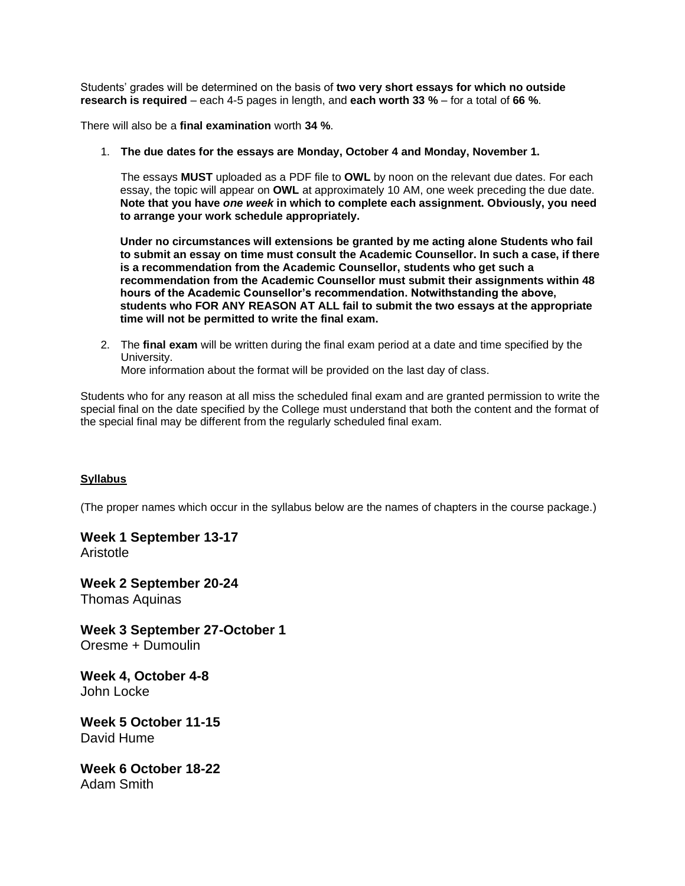Students' grades will be determined on the basis of **two very short essays for which no outside research is required** – each 4-5 pages in length, and **each worth 33 %** – for a total of **66 %**.

There will also be a **final examination** worth **34 %**.

1. **The due dates for the essays are Monday, October 4 and Monday, November 1.**

   The essays **MUST** uploaded as a PDF file to **OWL** by noon on the relevant due dates. For each essay, the topic will appear on **OWL** at approximately 10 AM, one week preceding the due date. **Note that you have *one week* in which to complete each assignment. Obviously, you need to arrange your work schedule appropriately.**

   **Under no circumstances will extensions be granted by me acting alone Students who fail to submit an essay on time must consult the Academic Counsellor. In such a case, if there is a recommendation from the Academic Counsellor, students who get such a recommendation from the Academic Counsellor must submit their assignments within 48 hours of the Academic Counsellor's recommendation. Notwithstanding the above, students who FOR ANY REASON AT ALL fail to submit the two essays at the appropriate time will not be permitted to write the final exam.**

2. The **final exam** will be written during the final exam period at a date and time specified by the University.
   More information about the format will be provided on the last day of class.

Students who for any reason at all miss the scheduled final exam and are granted permission to write the special final on the date specified by the College must understand that both the content and the format of the special final may be different from the regularly scheduled final exam.

**Syllabus**

(The proper names which occur in the syllabus below are the names of chapters in the course package.)

### Week 1 September 13-17
Aristotle

### Week 2 September 20-24
Thomas Aquinas

### Week 3 September 27-October 1
Oresme + Dumoulin

### Week 4, October 4-8
John Locke

### Week 5 October 11-15
David Hume

### Week 6 October 18-22
Adam Smith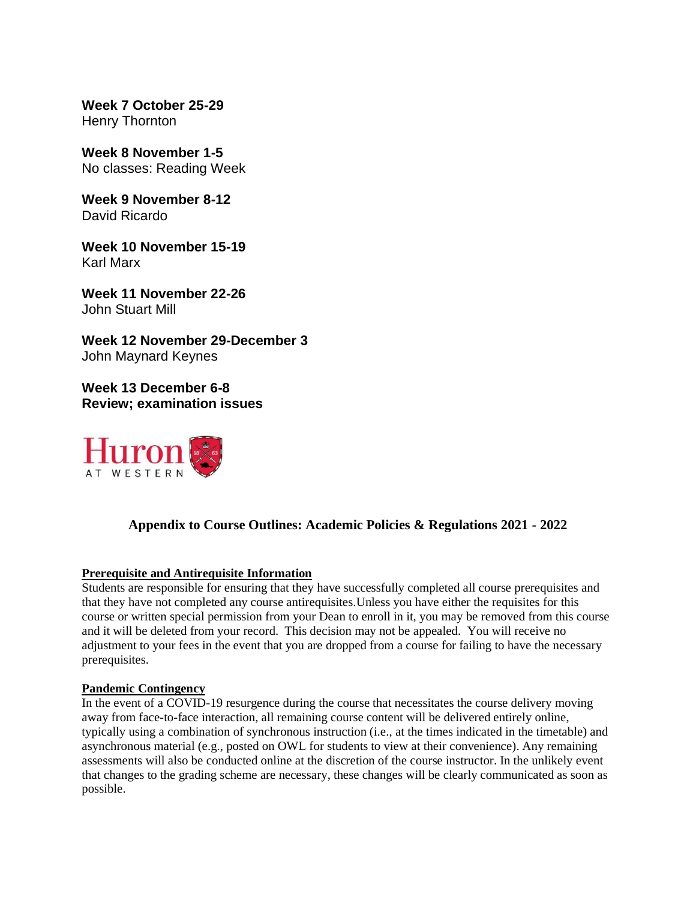**Week 7 October 25-29**
Henry Thornton

**Week 8 November 1-5**
No classes: Reading Week

**Week 9 November 8-12**
David Ricardo

**Week 10 November 15-19**
Karl Marx

**Week 11 November 22-26**
John Stuart Mill

**Week 12 November 29-December 3**
John Maynard Keynes

**Week 13 December 6-8**
**Review; examination issues**

Huron AT WESTERN

## Appendix to Course Outlines: Academic Policies & Regulations 2021 - 2022

**Prerequisite and Antirequisite Information**

Students are responsible for ensuring that they have successfully completed all course prerequisites and that they have not completed any course antirequisites.Unless you have either the requisites for this course or written special permission from your Dean to enroll in it, you may be removed from this course and it will be deleted from your record. This decision may not be appealed. You will receive no adjustment to your fees in the event that you are dropped from a course for failing to have the necessary prerequisites.

**Pandemic Contingency**

In the event of a COVID-19 resurgence during the course that necessitates the course delivery moving away from face-to-face interaction, all remaining course content will be delivered entirely online, typically using a combination of synchronous instruction (i.e., at the times indicated in the timetable) and asynchronous material (e.g., posted on OWL for students to view at their convenience). Any remaining assessments will also be conducted online at the discretion of the course instructor. In the unlikely event that changes to the grading scheme are necessary, these changes will be clearly communicated as soon as possible.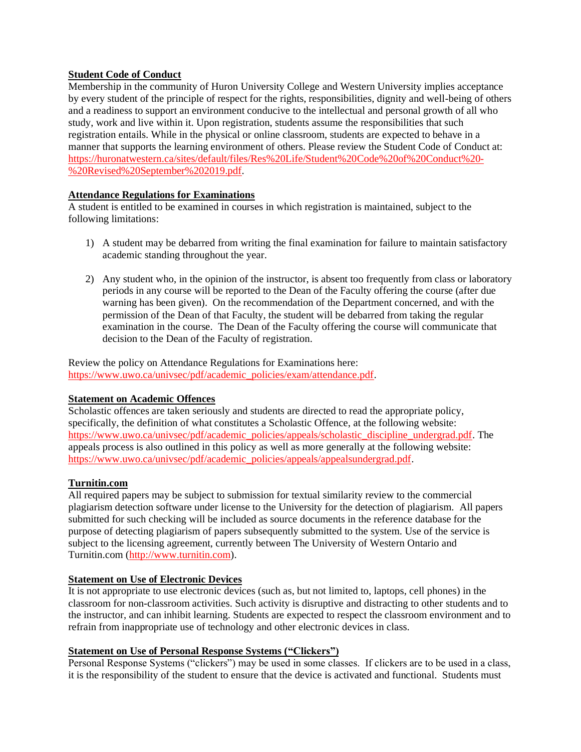**Student Code of Conduct**

Membership in the community of Huron University College and Western University implies acceptance by every student of the principle of respect for the rights, responsibilities, dignity and well-being of others and a readiness to support an environment conducive to the intellectual and personal growth of all who study, work and live within it. Upon registration, students assume the responsibilities that such registration entails. While in the physical or online classroom, students are expected to behave in a manner that supports the learning environment of others. Please review the Student Code of Conduct at: https://huronatwestern.ca/sites/default/files/Res%20Life/Student%20Code%20of%20Conduct%20-%20Revised%20September%202019.pdf.

**Attendance Regulations for Examinations**

A student is entitled to be examined in courses in which registration is maintained, subject to the following limitations:

1) A student may be debarred from writing the final examination for failure to maintain satisfactory academic standing throughout the year.

2) Any student who, in the opinion of the instructor, is absent too frequently from class or laboratory periods in any course will be reported to the Dean of the Faculty offering the course (after due warning has been given). On the recommendation of the Department concerned, and with the permission of the Dean of that Faculty, the student will be debarred from taking the regular examination in the course. The Dean of the Faculty offering the course will communicate that decision to the Dean of the Faculty of registration.

Review the policy on Attendance Regulations for Examinations here: https://www.uwo.ca/univsec/pdf/academic_policies/exam/attendance.pdf.

**Statement on Academic Offences**

Scholastic offences are taken seriously and students are directed to read the appropriate policy, specifically, the definition of what constitutes a Scholastic Offence, at the following website: https://www.uwo.ca/univsec/pdf/academic_policies/appeals/scholastic_discipline_undergrad.pdf. The appeals process is also outlined in this policy as well as more generally at the following website: https://www.uwo.ca/univsec/pdf/academic_policies/appeals/appealsundergrad.pdf.

**Turnitin.com**

All required papers may be subject to submission for textual similarity review to the commercial plagiarism detection software under license to the University for the detection of plagiarism. All papers submitted for such checking will be included as source documents in the reference database for the purpose of detecting plagiarism of papers subsequently submitted to the system. Use of the service is subject to the licensing agreement, currently between The University of Western Ontario and Turnitin.com (http://www.turnitin.com).

**Statement on Use of Electronic Devices**

It is not appropriate to use electronic devices (such as, but not limited to, laptops, cell phones) in the classroom for non-classroom activities. Such activity is disruptive and distracting to other students and to the instructor, and can inhibit learning. Students are expected to respect the classroom environment and to refrain from inappropriate use of technology and other electronic devices in class.

**Statement on Use of Personal Response Systems ("Clickers")**

Personal Response Systems ("clickers") may be used in some classes. If clickers are to be used in a class, it is the responsibility of the student to ensure that the device is activated and functional. Students must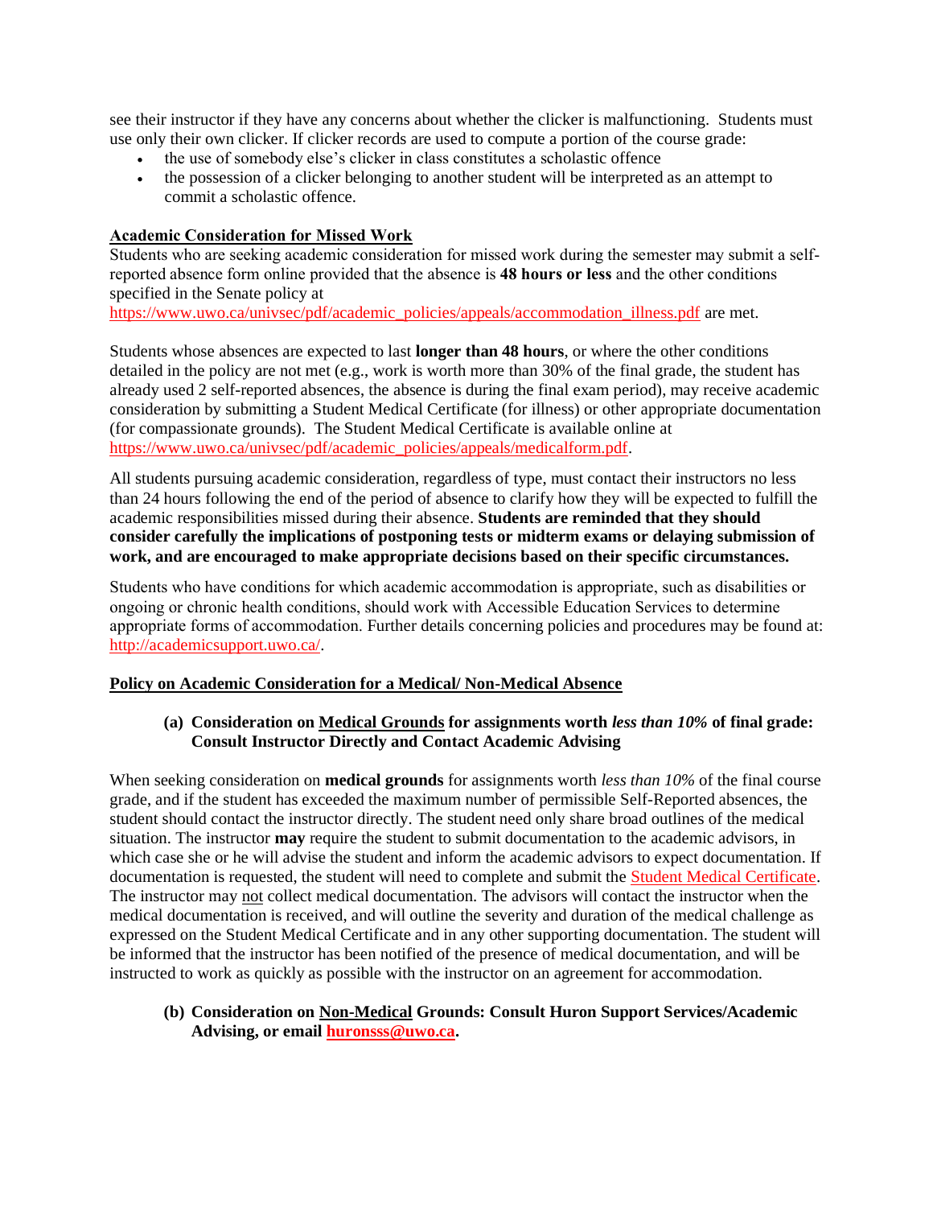see their instructor if they have any concerns about whether the clicker is malfunctioning. Students must use only their own clicker. If clicker records are used to compute a portion of the course grade:

- the use of somebody else's clicker in class constitutes a scholastic offence
- the possession of a clicker belonging to another student will be interpreted as an attempt to commit a scholastic offence.

## Academic Consideration for Missed Work

Students who are seeking academic consideration for missed work during the semester may submit a self-reported absence form online provided that the absence is **48 hours or less** and the other conditions specified in the Senate policy at https://www.uwo.ca/univsec/pdf/academic_policies/appeals/accommodation_illness.pdf are met.

Students whose absences are expected to last **longer than 48 hours**, or where the other conditions detailed in the policy are not met (e.g., work is worth more than 30% of the final grade, the student has already used 2 self-reported absences, the absence is during the final exam period), may receive academic consideration by submitting a Student Medical Certificate (for illness) or other appropriate documentation (for compassionate grounds). The Student Medical Certificate is available online at https://www.uwo.ca/univsec/pdf/academic_policies/appeals/medicalform.pdf.

All students pursuing academic consideration, regardless of type, must contact their instructors no less than 24 hours following the end of the period of absence to clarify how they will be expected to fulfill the academic responsibilities missed during their absence. **Students are reminded that they should consider carefully the implications of postponing tests or midterm exams or delaying submission of work, and are encouraged to make appropriate decisions based on their specific circumstances.**

Students who have conditions for which academic accommodation is appropriate, such as disabilities or ongoing or chronic health conditions, should work with Accessible Education Services to determine appropriate forms of accommodation. Further details concerning policies and procedures may be found at: http://academicsupport.uwo.ca/.

## Policy on Academic Consideration for a Medical/ Non-Medical Absence

### (a) Consideration on Medical Grounds for assignments worth *less than 10%* of final grade: Consult Instructor Directly and Contact Academic Advising

When seeking consideration on **medical grounds** for assignments worth *less than 10%* of the final course grade, and if the student has exceeded the maximum number of permissible Self-Reported absences, the student should contact the instructor directly. The student need only share broad outlines of the medical situation. The instructor **may** require the student to submit documentation to the academic advisors, in which case she or he will advise the student and inform the academic advisors to expect documentation. If documentation is requested, the student will need to complete and submit the Student Medical Certificate. The instructor may not collect medical documentation. The advisors will contact the instructor when the medical documentation is received, and will outline the severity and duration of the medical challenge as expressed on the Student Medical Certificate and in any other supporting documentation. The student will be informed that the instructor has been notified of the presence of medical documentation, and will be instructed to work as quickly as possible with the instructor on an agreement for accommodation.

### (b) Consideration on Non-Medical Grounds: Consult Huron Support Services/Academic Advising, or email huronsss@uwo.ca.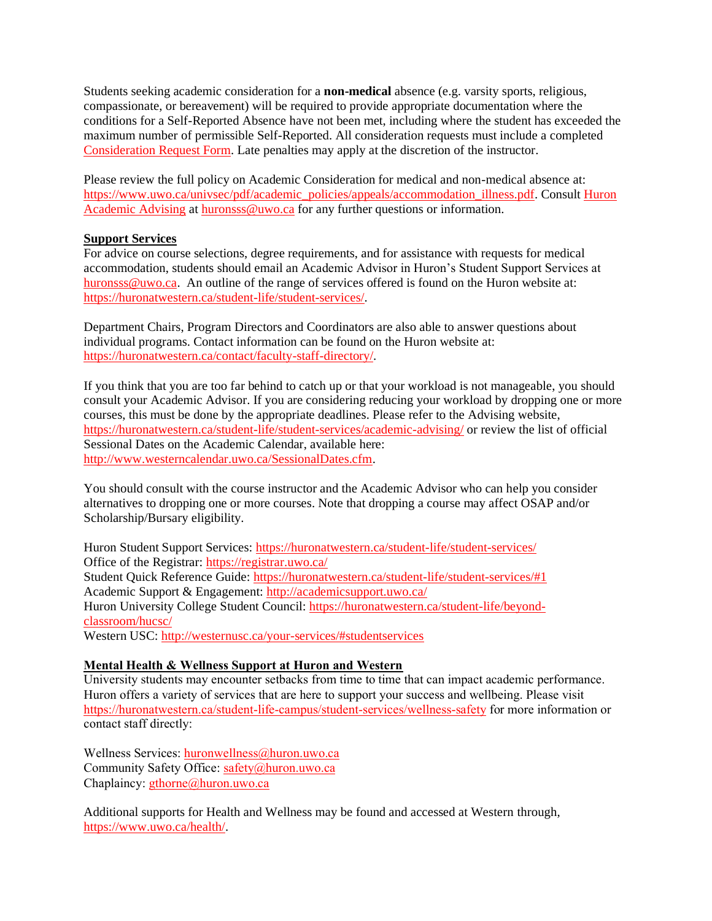Students seeking academic consideration for a **non-medical** absence (e.g. varsity sports, religious, compassionate, or bereavement) will be required to provide appropriate documentation where the conditions for a Self-Reported Absence have not been met, including where the student has exceeded the maximum number of permissible Self-Reported. All consideration requests must include a completed Consideration Request Form. Late penalties may apply at the discretion of the instructor.

Please review the full policy on Academic Consideration for medical and non-medical absence at: https://www.uwo.ca/univsec/pdf/academic_policies/appeals/accommodation_illness.pdf. Consult Huron Academic Advising at huronsss@uwo.ca for any further questions or information.

**Support Services**

For advice on course selections, degree requirements, and for assistance with requests for medical accommodation, students should email an Academic Advisor in Huron's Student Support Services at huronsss@uwo.ca. An outline of the range of services offered is found on the Huron website at: https://huronatwestern.ca/student-life/student-services/.

Department Chairs, Program Directors and Coordinators are also able to answer questions about individual programs. Contact information can be found on the Huron website at: https://huronatwestern.ca/contact/faculty-staff-directory/.

If you think that you are too far behind to catch up or that your workload is not manageable, you should consult your Academic Advisor. If you are considering reducing your workload by dropping one or more courses, this must be done by the appropriate deadlines. Please refer to the Advising website, https://huronatwestern.ca/student-life/student-services/academic-advising/ or review the list of official Sessional Dates on the Academic Calendar, available here: http://www.westerncalendar.uwo.ca/SessionalDates.cfm.

You should consult with the course instructor and the Academic Advisor who can help you consider alternatives to dropping one or more courses. Note that dropping a course may affect OSAP and/or Scholarship/Bursary eligibility.

Huron Student Support Services: https://huronatwestern.ca/student-life/student-services/
Office of the Registrar: https://registrar.uwo.ca/
Student Quick Reference Guide: https://huronatwestern.ca/student-life/student-services/#1
Academic Support & Engagement: http://academicsupport.uwo.ca/
Huron University College Student Council: https://huronatwestern.ca/student-life/beyond-classroom/hucsc/
Western USC: http://westernusc.ca/your-services/#studentservices

**Mental Health & Wellness Support at Huron and Western**

University students may encounter setbacks from time to time that can impact academic performance. Huron offers a variety of services that are here to support your success and wellbeing. Please visit https://huronatwestern.ca/student-life-campus/student-services/wellness-safety for more information or contact staff directly:

Wellness Services: huronwellness@huron.uwo.ca
Community Safety Office: safety@huron.uwo.ca
Chaplaincy: gthorne@huron.uwo.ca

Additional supports for Health and Wellness may be found and accessed at Western through, https://www.uwo.ca/health/.